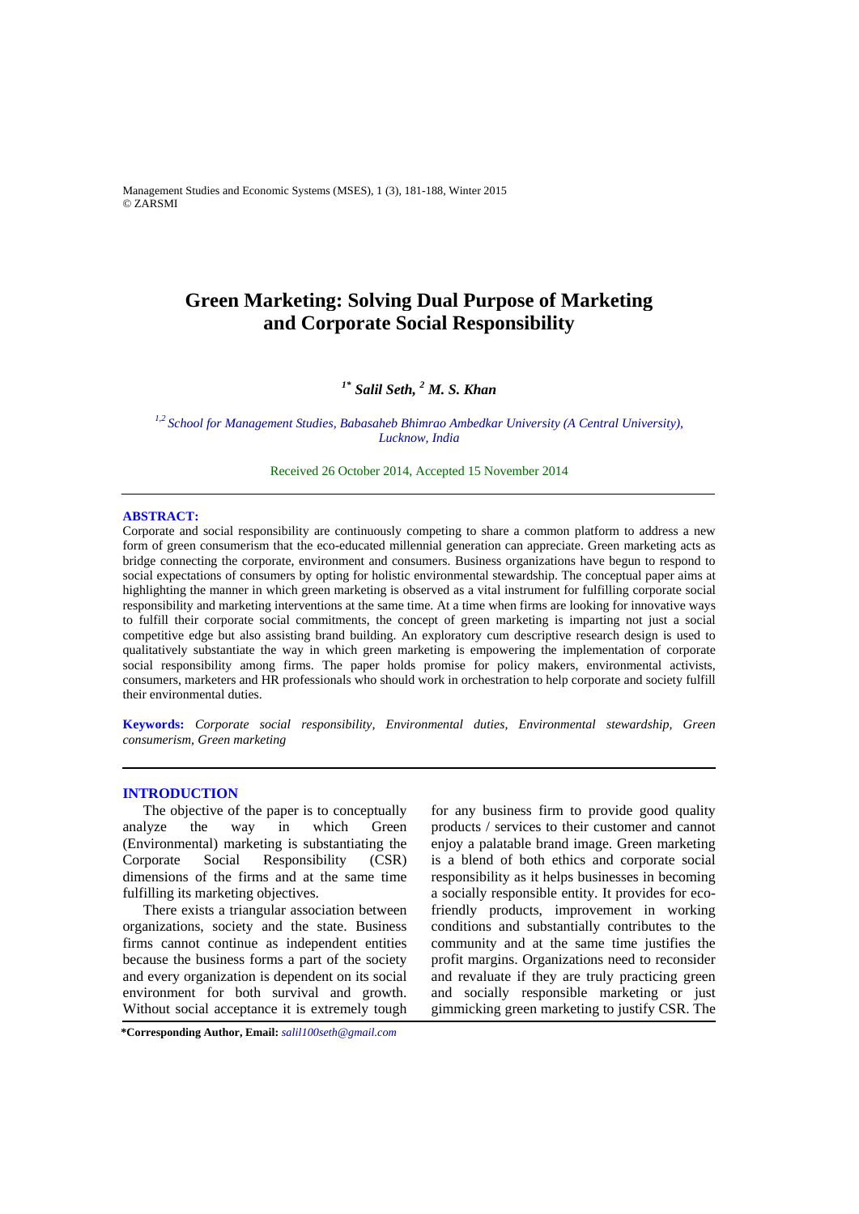# Green Marketing: Solving Dual Purpose of Marketing and Corporate Social Responsibility

***[1*] Salil Seth, [2] M. S. Khan***

*[1,2] School for Management Studies, Babasaheb Bhimrao Ambedkar University (A Central University), Lucknow, India*

Received 26 October 2014, Accepted 15 November 2014

---

**ABSTRACT:**

Corporate and social responsibility are continuously competing to share a common platform to address a new form of green consumerism that the eco-educated millennial generation can appreciate. Green marketing acts as bridge connecting the corporate, environment and consumers. Business organizations have begun to respond to social expectations of consumers by opting for holistic environmental stewardship. The conceptual paper aims at highlighting the manner in which green marketing is observed as a vital instrument for fulfilling corporate social responsibility and marketing interventions at the same time. At a time when firms are looking for innovative ways to fulfill their corporate social commitments, the concept of green marketing is imparting not just a social competitive edge but also assisting brand building. An exploratory cum descriptive research design is used to qualitatively substantiate the way in which green marketing is empowering the implementation of corporate social responsibility among firms. The paper holds promise for policy makers, environmental activists, consumers, marketers and HR professionals who should work in orchestration to help corporate and society fulfill their environmental duties.

**Keywords:** *Corporate social responsibility, Environmental duties, Environmental stewardship, Green consumerism, Green marketing*

---

## INTRODUCTION

The objective of the paper is to conceptually analyze the way in which Green (Environmental) marketing is substantiating the Corporate Social Responsibility (CSR) dimensions of the firms and at the same time fulfilling its marketing objectives.

There exists a triangular association between organizations, society and the state. Business firms cannot continue as independent entities because the business forms a part of the society and every organization is dependent on its social environment for both survival and growth. Without social acceptance it is extremely tough for any business firm to provide good quality products / services to their customer and cannot enjoy a palatable brand image. Green marketing is a blend of both ethics and corporate social responsibility as it helps businesses in becoming a socially responsible entity. It provides for eco-friendly products, improvement in working conditions and substantially contributes to the community and at the same time justifies the profit margins. Organizations need to reconsider and revaluate if they are truly practicing green and socially responsible marketing or just gimmicking green marketing to justify CSR. The

**\*Corresponding Author, Email:** *salil100seth@gmail.com*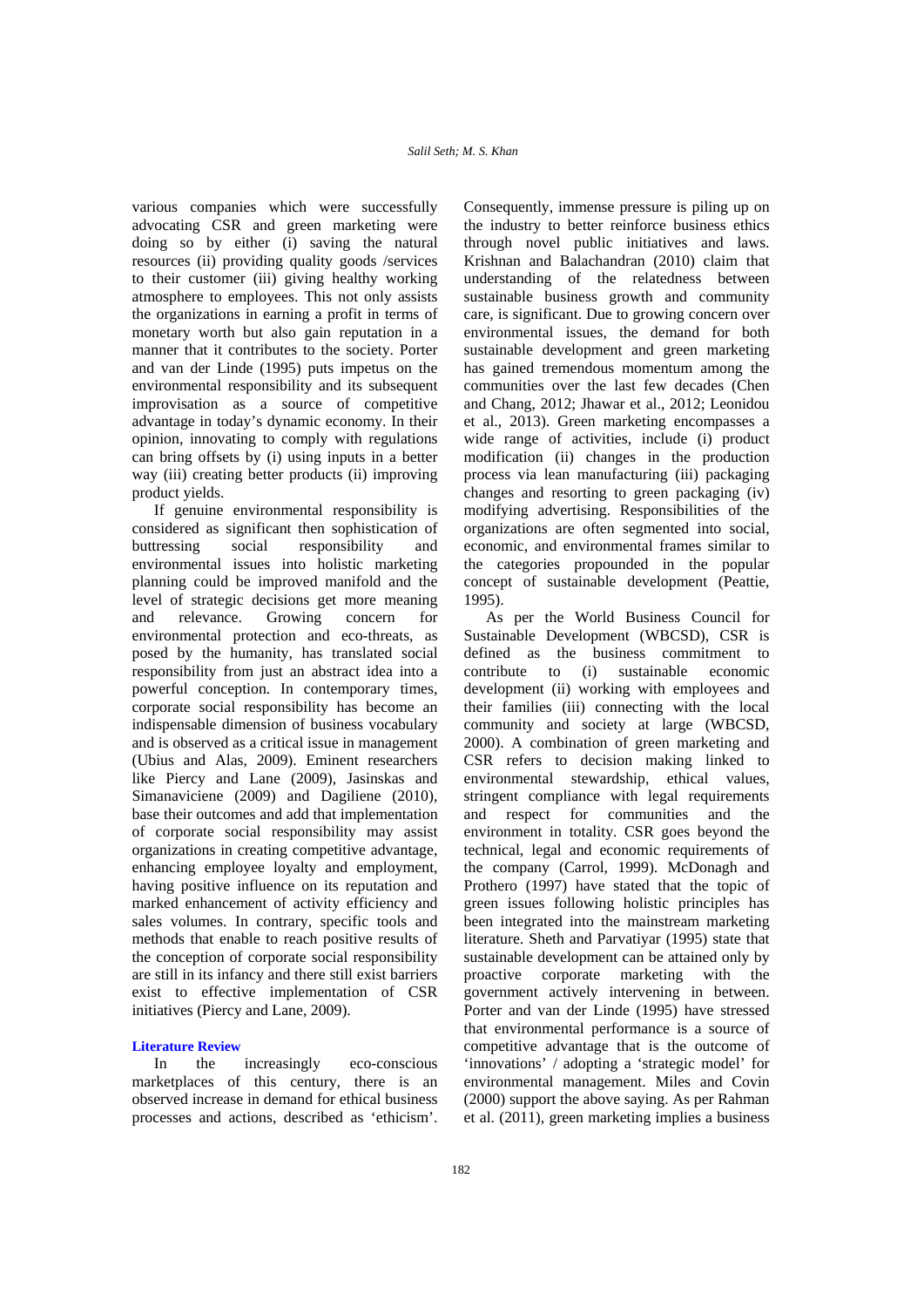various companies which were successfully advocating CSR and green marketing were doing so by either (i) saving the natural resources (ii) providing quality goods /services to their customer (iii) giving healthy working atmosphere to employees. This not only assists the organizations in earning a profit in terms of monetary worth but also gain reputation in a manner that it contributes to the society. Porter and van der Linde (1995) puts impetus on the environmental responsibility and its subsequent improvisation as a source of competitive advantage in today's dynamic economy. In their opinion, innovating to comply with regulations can bring offsets by (i) using inputs in a better way (iii) creating better products (ii) improving product yields.

If genuine environmental responsibility is considered as significant then sophistication of buttressing social responsibility and environmental issues into holistic marketing planning could be improved manifold and the level of strategic decisions get more meaning and relevance. Growing concern for environmental protection and eco-threats, as posed by the humanity, has translated social responsibility from just an abstract idea into a powerful conception. In contemporary times, corporate social responsibility has become an indispensable dimension of business vocabulary and is observed as a critical issue in management (Ubius and Alas, 2009). Eminent researchers like Piercy and Lane (2009), Jasinskas and Simanaviciene (2009) and Dagiliene (2010), base their outcomes and add that implementation of corporate social responsibility may assist organizations in creating competitive advantage, enhancing employee loyalty and employment, having positive influence on its reputation and marked enhancement of activity efficiency and sales volumes. In contrary, specific tools and methods that enable to reach positive results of the conception of corporate social responsibility are still in its infancy and there still exist barriers exist to effective implementation of CSR initiatives (Piercy and Lane, 2009).

## Literature Review

In the increasingly eco-conscious marketplaces of this century, there is an observed increase in demand for ethical business processes and actions, described as 'ethicism'. Consequently, immense pressure is piling up on the industry to better reinforce business ethics through novel public initiatives and laws. Krishnan and Balachandran (2010) claim that understanding of the relatedness between sustainable business growth and community care, is significant. Due to growing concern over environmental issues, the demand for both sustainable development and green marketing has gained tremendous momentum among the communities over the last few decades (Chen and Chang, 2012; Jhawar et al., 2012; Leonidou et al., 2013). Green marketing encompasses a wide range of activities, include (i) product modification (ii) changes in the production process via lean manufacturing (iii) packaging changes and resorting to green packaging (iv) modifying advertising. Responsibilities of the organizations are often segmented into social, economic, and environmental frames similar to the categories propounded in the popular concept of sustainable development (Peattie, 1995).

As per the World Business Council for Sustainable Development (WBCSD), CSR is defined as the business commitment to contribute to (i) sustainable economic development (ii) working with employees and their families (iii) connecting with the local community and society at large (WBCSD, 2000). A combination of green marketing and CSR refers to decision making linked to environmental stewardship, ethical values, stringent compliance with legal requirements and respect for communities and the environment in totality. CSR goes beyond the technical, legal and economic requirements of the company (Carrol, 1999). McDonagh and Prothero (1997) have stated that the topic of green issues following holistic principles has been integrated into the mainstream marketing literature. Sheth and Parvatiyar (1995) state that sustainable development can be attained only by proactive corporate marketing with the government actively intervening in between. Porter and van der Linde (1995) have stressed that environmental performance is a source of competitive advantage that is the outcome of 'innovations' / adopting a 'strategic model' for environmental management. Miles and Covin (2000) support the above saying. As per Rahman et al. (2011), green marketing implies a business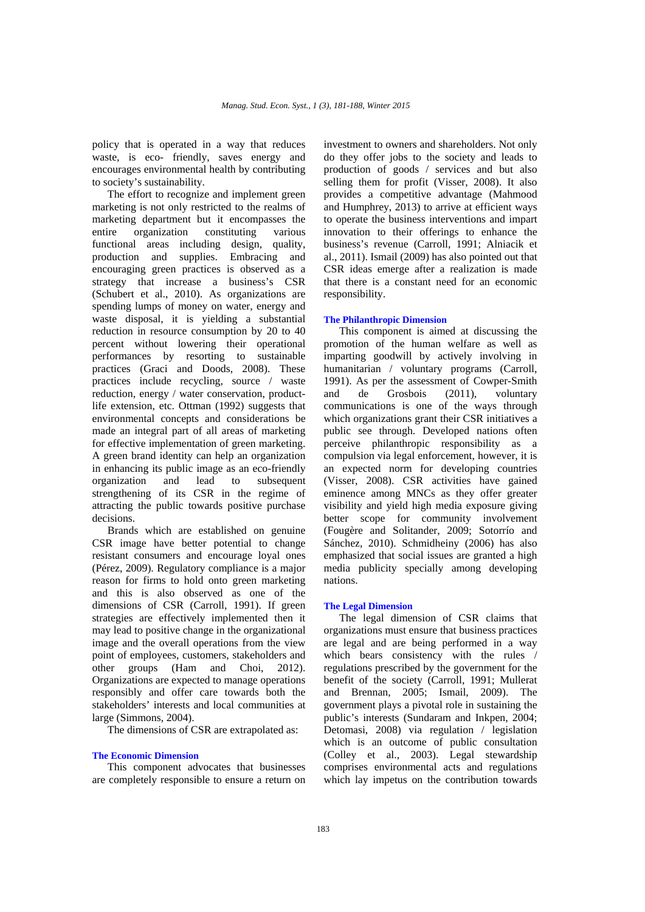policy that is operated in a way that reduces waste, is eco- friendly, saves energy and encourages environmental health by contributing to society's sustainability.

The effort to recognize and implement green marketing is not only restricted to the realms of marketing department but it encompasses the entire organization constituting various functional areas including design, quality, production and supplies. Embracing and encouraging green practices is observed as a strategy that increase a business's CSR (Schubert et al., 2010). As organizations are spending lumps of money on water, energy and waste disposal, it is yielding a substantial reduction in resource consumption by 20 to 40 percent without lowering their operational performances by resorting to sustainable practices (Graci and Doods, 2008). These practices include recycling, source / waste reduction, energy / water conservation, product-life extension, etc. Ottman (1992) suggests that environmental concepts and considerations be made an integral part of all areas of marketing for effective implementation of green marketing. A green brand identity can help an organization in enhancing its public image as an eco-friendly organization and lead to subsequent strengthening of its CSR in the regime of attracting the public towards positive purchase decisions.

Brands which are established on genuine CSR image have better potential to change resistant consumers and encourage loyal ones (Pérez, 2009). Regulatory compliance is a major reason for firms to hold onto green marketing and this is also observed as one of the dimensions of CSR (Carroll, 1991). If green strategies are effectively implemented then it may lead to positive change in the organizational image and the overall operations from the view point of employees, customers, stakeholders and other groups (Ham and Choi, 2012). Organizations are expected to manage operations responsibly and offer care towards both the stakeholders' interests and local communities at large (Simmons, 2004).

The dimensions of CSR are extrapolated as:

### The Economic Dimension

This component advocates that businesses are completely responsible to ensure a return on investment to owners and shareholders. Not only do they offer jobs to the society and leads to production of goods / services and but also selling them for profit (Visser, 2008). It also provides a competitive advantage (Mahmood and Humphrey, 2013) to arrive at efficient ways to operate the business interventions and impart innovation to their offerings to enhance the business's revenue (Carroll, 1991; Alniacik et al., 2011). Ismail (2009) has also pointed out that CSR ideas emerge after a realization is made that there is a constant need for an economic responsibility.

### The Philanthropic Dimension

This component is aimed at discussing the promotion of the human welfare as well as imparting goodwill by actively involving in humanitarian / voluntary programs (Carroll, 1991). As per the assessment of Cowper-Smith and de Grosbois (2011), voluntary communications is one of the ways through which organizations grant their CSR initiatives a public see through. Developed nations often perceive philanthropic responsibility as a compulsion via legal enforcement, however, it is an expected norm for developing countries (Visser, 2008). CSR activities have gained eminence among MNCs as they offer greater visibility and yield high media exposure giving better scope for community involvement (Fougère and Solitander, 2009; Sotorrío and Sánchez, 2010). Schmidheiny (2006) has also emphasized that social issues are granted a high media publicity specially among developing nations.

### The Legal Dimension

The legal dimension of CSR claims that organizations must ensure that business practices are legal and are being performed in a way which bears consistency with the rules / regulations prescribed by the government for the benefit of the society (Carroll, 1991; Mullerat and Brennan, 2005; Ismail, 2009). The government plays a pivotal role in sustaining the public's interests (Sundaram and Inkpen, 2004; Detomasi, 2008) via regulation / legislation which is an outcome of public consultation (Colley et al., 2003). Legal stewardship comprises environmental acts and regulations which lay impetus on the contribution towards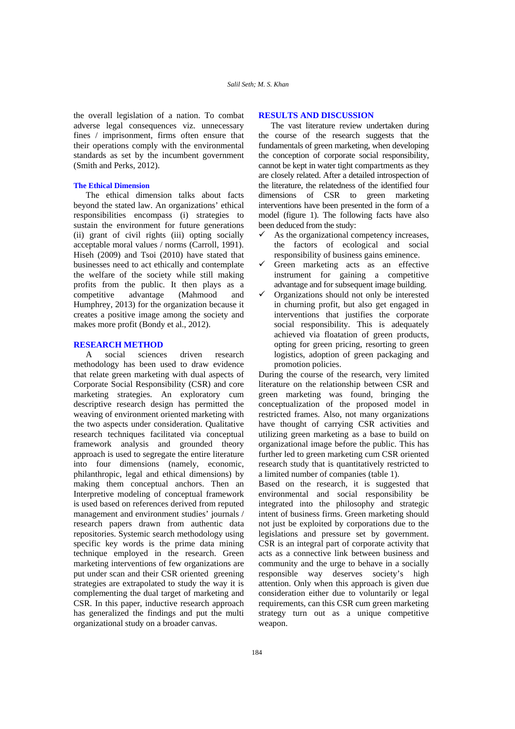the overall legislation of a nation. To combat adverse legal consequences viz. unnecessary fines / imprisonment, firms often ensure that their operations comply with the environmental standards as set by the incumbent government (Smith and Perks, 2012).

### The Ethical Dimension

The ethical dimension talks about facts beyond the stated law. An organizations' ethical responsibilities encompass (i) strategies to sustain the environment for future generations (ii) grant of civil rights (iii) opting socially acceptable moral values / norms (Carroll, 1991). Hiseh (2009) and Tsoi (2010) have stated that businesses need to act ethically and contemplate the welfare of the society while still making profits from the public. It then plays as a competitive advantage (Mahmood and Humphrey, 2013) for the organization because it creates a positive image among the society and makes more profit (Bondy et al., 2012).

## RESEARCH METHOD

A social sciences driven research methodology has been used to draw evidence that relate green marketing with dual aspects of Corporate Social Responsibility (CSR) and core marketing strategies. An exploratory cum descriptive research design has permitted the weaving of environment oriented marketing with the two aspects under consideration. Qualitative research techniques facilitated via conceptual framework analysis and grounded theory approach is used to segregate the entire literature into four dimensions (namely, economic, philanthropic, legal and ethical dimensions) by making them conceptual anchors. Then an Interpretive modeling of conceptual framework is used based on references derived from reputed management and environment studies' journals / research papers drawn from authentic data repositories. Systemic search methodology using specific key words is the prime data mining technique employed in the research. Green marketing interventions of few organizations are put under scan and their CSR oriented greening strategies are extrapolated to study the way it is complementing the dual target of marketing and CSR. In this paper, inductive research approach has generalized the findings and put the multi organizational study on a broader canvas.

## RESULTS AND DISCUSSION

The vast literature review undertaken during the course of the research suggests that the fundamentals of green marketing, when developing the conception of corporate social responsibility, cannot be kept in water tight compartments as they are closely related. After a detailed introspection of the literature, the relatedness of the identified four dimensions of CSR to green marketing interventions have been presented in the form of a model (figure 1). The following facts have also been deduced from the study:

- ✓ As the organizational competency increases, the factors of ecological and social responsibility of business gains eminence.
- ✓ Green marketing acts as an effective instrument for gaining a competitive advantage and for subsequent image building.
- ✓ Organizations should not only be interested in churning profit, but also get engaged in interventions that justifies the corporate social responsibility. This is adequately achieved via floatation of green products, opting for green pricing, resorting to green logistics, adoption of green packaging and promotion policies.

During the course of the research, very limited literature on the relationship between CSR and green marketing was found, bringing the conceptualization of the proposed model in restricted frames. Also, not many organizations have thought of carrying CSR activities and utilizing green marketing as a base to build on organizational image before the public. This has further led to green marketing cum CSR oriented research study that is quantitatively restricted to a limited number of companies (table 1).

Based on the research, it is suggested that environmental and social responsibility be integrated into the philosophy and strategic intent of business firms. Green marketing should not just be exploited by corporations due to the legislations and pressure set by government. CSR is an integral part of corporate activity that acts as a connective link between business and community and the urge to behave in a socially responsible way deserves society's high attention. Only when this approach is given due consideration either due to voluntarily or legal requirements, can this CSR cum green marketing strategy turn out as a unique competitive weapon.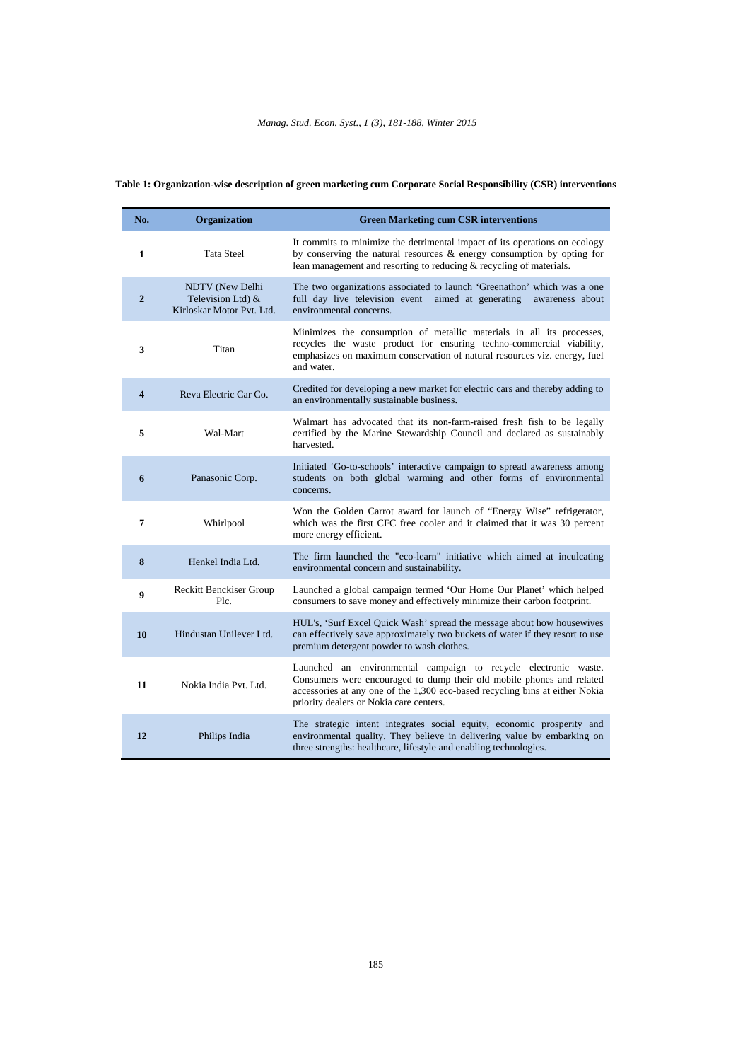**Table 1: Organization-wise description of green marketing cum Corporate Social Responsibility (CSR) interventions**

| No. | Organization | Green Marketing cum CSR interventions |
|---|---|---|
| **1** | Tata Steel | It commits to minimize the detrimental impact of its operations on ecology by conserving the natural resources & energy consumption by opting for lean management and resorting to reducing & recycling of materials. |
| **2** | NDTV (New Delhi Television Ltd) & Kirloskar Motor Pvt. Ltd. | The two organizations associated to launch 'Greenathon' which was a one full day live television event aimed at generating awareness about environmental concerns. |
| **3** | Titan | Minimizes the consumption of metallic materials in all its processes, recycles the waste product for ensuring techno-commercial viability, emphasizes on maximum conservation of natural resources viz. energy, fuel and water. |
| **4** | Reva Electric Car Co. | Credited for developing a new market for electric cars and thereby adding to an environmentally sustainable business. |
| **5** | Wal-Mart | Walmart has advocated that its non-farm-raised fresh fish to be legally certified by the Marine Stewardship Council and declared as sustainably harvested. |
| **6** | Panasonic Corp. | Initiated 'Go-to-schools' interactive campaign to spread awareness among students on both global warming and other forms of environmental concerns. |
| **7** | Whirlpool | Won the Golden Carrot award for launch of "Energy Wise" refrigerator, which was the first CFC free cooler and it claimed that it was 30 percent more energy efficient. |
| **8** | Henkel India Ltd. | The firm launched the "eco-learn" initiative which aimed at inculcating environmental concern and sustainability. |
| **9** | Reckitt Benckiser Group Plc. | Launched a global campaign termed 'Our Home Our Planet' which helped consumers to save money and effectively minimize their carbon footprint. |
| **10** | Hindustan Unilever Ltd. | HUL's, 'Surf Excel Quick Wash' spread the message about how housewives can effectively save approximately two buckets of water if they resort to use premium detergent powder to wash clothes. |
| **11** | Nokia India Pvt. Ltd. | Launched an environmental campaign to recycle electronic waste. Consumers were encouraged to dump their old mobile phones and related accessories at any one of the 1,300 eco-based recycling bins at either Nokia priority dealers or Nokia care centers. |
| **12** | Philips India | The strategic intent integrates social equity, economic prosperity and environmental quality. They believe in delivering value by embarking on three strengths: healthcare, lifestyle and enabling technologies. |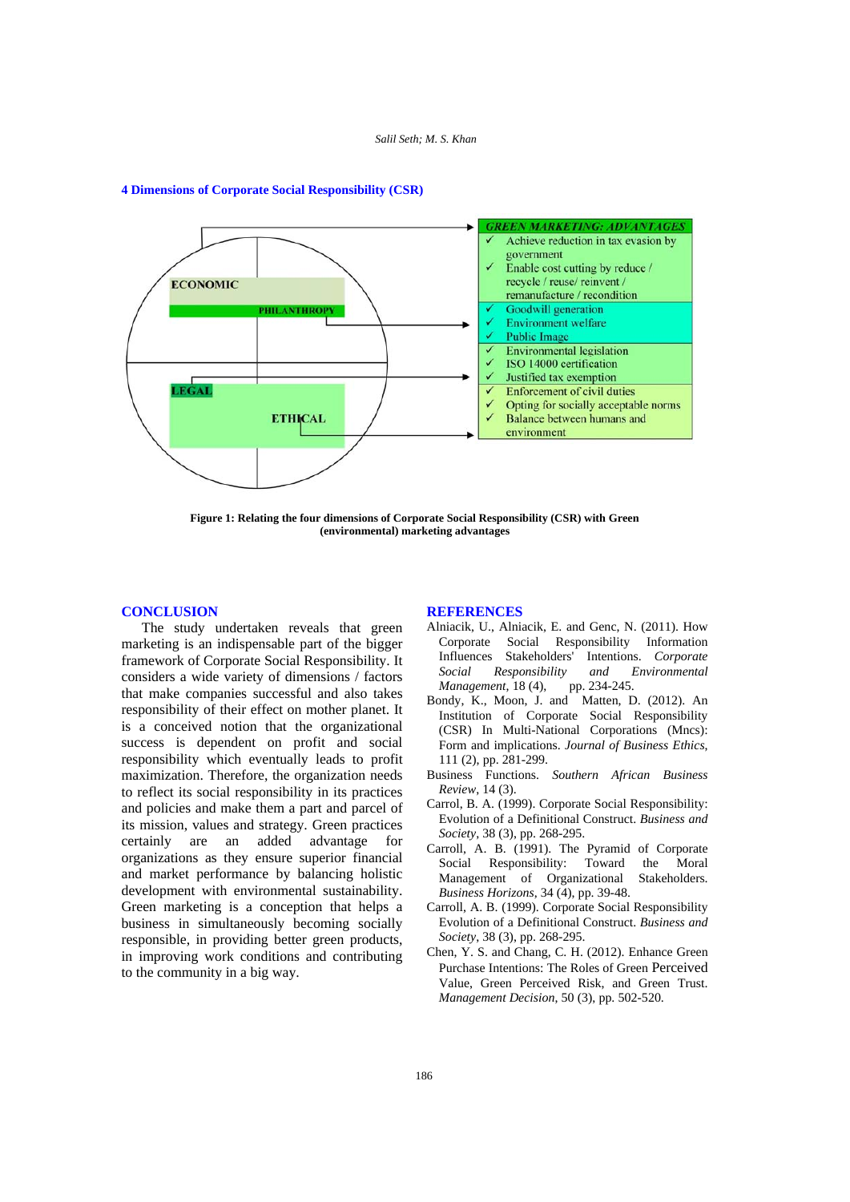**4 Dimensions of Corporate Social Responsibility (CSR)**

ECONOMIC

PHILANTHROPY

LEGAL

ETHICAL

GREEN MARKETING: ADVANTAGES

- ✓ Achieve reduction in tax evasion by government
- ✓ Enable cost cutting by reduce / recycle / reuse/ reinvent / remanufacture / recondition
- ✓ Goodwill generation
- ✓ Environment welfare
- ✓ Public Image
- ✓ Environmental legislation
- ✓ ISO 14000 certification
- ✓ Justified tax exemption
- ✓ Enforcement of civil duties
- ✓ Opting for socially acceptable norms
- ✓ Balance between humans and environment

**Figure 1: Relating the four dimensions of Corporate Social Responsibility (CSR) with Green (environmental) marketing advantages**

## CONCLUSION

The study undertaken reveals that green marketing is an indispensable part of the bigger framework of Corporate Social Responsibility. It considers a wide variety of dimensions / factors that make companies successful and also takes responsibility of their effect on mother planet. It is a conceived notion that the organizational success is dependent on profit and social responsibility which eventually leads to profit maximization. Therefore, the organization needs to reflect its social responsibility in its practices and policies and make them a part and parcel of its mission, values and strategy. Green practices certainly are an added advantage for organizations as they ensure superior financial and market performance by balancing holistic development with environmental sustainability. Green marketing is a conception that helps a business in simultaneously becoming socially responsible, in providing better green products, in improving work conditions and contributing to the community in a big way.

## REFERENCES

Alniacik, U., Alniacik, E. and Genc, N. (2011). How Corporate Social Responsibility Information Influences Stakeholders' Intentions. *Corporate Social Responsibility and Environmental Management*, 18 (4), pp. 234-245.

Bondy, K., Moon, J. and Matten, D. (2012). An Institution of Corporate Social Responsibility (CSR) In Multi-National Corporations (Mncs): Form and implications. *Journal of Business Ethics*, 111 (2), pp. 281-299.

Business Functions. *Southern African Business Review*, 14 (3).

Carrol, B. A. (1999). Corporate Social Responsibility: Evolution of a Definitional Construct. *Business and Society*, 38 (3), pp. 268-295.

Carroll, A. B. (1991). The Pyramid of Corporate Social Responsibility: Toward the Moral Management of Organizational Stakeholders. *Business Horizons*, 34 (4), pp. 39-48.

Carroll, A. B. (1999). Corporate Social Responsibility Evolution of a Definitional Construct. *Business and Society*, 38 (3), pp. 268-295.

Chen, Y. S. and Chang, C. H. (2012). Enhance Green Purchase Intentions: The Roles of Green Perceived Value, Green Perceived Risk, and Green Trust. *Management Decision*, 50 (3), pp. 502-520.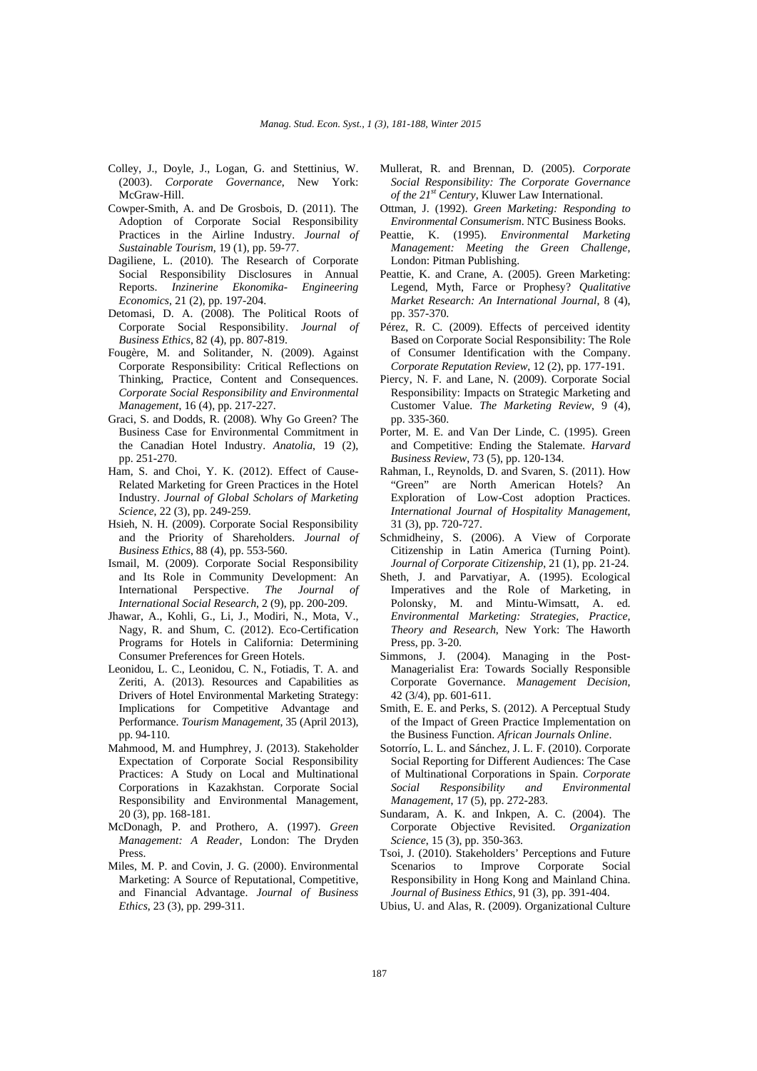Colley, J., Doyle, J., Logan, G. and Stettinius, W. (2003). *Corporate Governance*, New York: McGraw-Hill.

Cowper-Smith, A. and De Grosbois, D. (2011). The Adoption of Corporate Social Responsibility Practices in the Airline Industry. *Journal of Sustainable Tourism*, 19 (1), pp. 59-77.

Dagiliene, L. (2010). The Research of Corporate Social Responsibility Disclosures in Annual Reports. *Inzinerine Ekonomika- Engineering Economics*, 21 (2), pp. 197-204.

Detomasi, D. A. (2008). The Political Roots of Corporate Social Responsibility. *Journal of Business Ethics*, 82 (4), pp. 807-819.

Fougère, M. and Solitander, N. (2009). Against Corporate Responsibility: Critical Reflections on Thinking, Practice, Content and Consequences. *Corporate Social Responsibility and Environmental Management*, 16 (4), pp. 217-227.

Graci, S. and Dodds, R. (2008). Why Go Green? The Business Case for Environmental Commitment in the Canadian Hotel Industry. *Anatolia*, 19 (2), pp. 251-270.

Ham, S. and Choi, Y. K. (2012). Effect of Cause-Related Marketing for Green Practices in the Hotel Industry. *Journal of Global Scholars of Marketing Science*, 22 (3), pp. 249-259.

Hsieh, N. H. (2009). Corporate Social Responsibility and the Priority of Shareholders. *Journal of Business Ethics*, 88 (4), pp. 553-560.

Ismail, M. (2009). Corporate Social Responsibility and Its Role in Community Development: An International Perspective. *The Journal of International Social Research*, 2 (9), pp. 200-209.

Jhawar, A., Kohli, G., Li, J., Modiri, N., Mota, V., Nagy, R. and Shum, C. (2012). Eco-Certification Programs for Hotels in California: Determining Consumer Preferences for Green Hotels.

Leonidou, L. C., Leonidou, C. N., Fotiadis, T. A. and Zeriti, A. (2013). Resources and Capabilities as Drivers of Hotel Environmental Marketing Strategy: Implications for Competitive Advantage and Performance. *Tourism Management*, 35 (April 2013), pp. 94-110.

Mahmood, M. and Humphrey, J. (2013). Stakeholder Expectation of Corporate Social Responsibility Practices: A Study on Local and Multinational Corporations in Kazakhstan. Corporate Social Responsibility and Environmental Management, 20 (3), pp. 168-181.

McDonagh, P. and Prothero, A. (1997). *Green Management: A Reader*, London: The Dryden Press.

Miles, M. P. and Covin, J. G. (2000). Environmental Marketing: A Source of Reputational, Competitive, and Financial Advantage. *Journal of Business Ethics*, 23 (3), pp. 299-311.

Mullerat, R. and Brennan, D. (2005). *Corporate Social Responsibility: The Corporate Governance of the 21st Century*, Kluwer Law International.

Ottman, J. (1992). *Green Marketing: Responding to Environmental Consumerism*. NTC Business Books.

Peattie, K. (1995). *Environmental Marketing Management: Meeting the Green Challenge*, London: Pitman Publishing.

Peattie, K. and Crane, A. (2005). Green Marketing: Legend, Myth, Farce or Prophesy? *Qualitative Market Research: An International Journal*, 8 (4), pp. 357-370.

Pérez, R. C. (2009). Effects of perceived identity Based on Corporate Social Responsibility: The Role of Consumer Identification with the Company. *Corporate Reputation Review*, 12 (2), pp. 177-191.

Piercy, N. F. and Lane, N. (2009). Corporate Social Responsibility: Impacts on Strategic Marketing and Customer Value. *The Marketing Review*, 9 (4), pp. 335-360.

Porter, M. E. and Van Der Linde, C. (1995). Green and Competitive: Ending the Stalemate. *Harvard Business Review*, 73 (5), pp. 120-134.

Rahman, I., Reynolds, D. and Svaren, S. (2011). How "Green" are North American Hotels? An Exploration of Low-Cost adoption Practices. *International Journal of Hospitality Management*, 31 (3), pp. 720-727.

Schmidheiny, S. (2006). A View of Corporate Citizenship in Latin America (Turning Point). *Journal of Corporate Citizenship*, 21 (1), pp. 21-24.

Sheth, J. and Parvatiyar, A. (1995). Ecological Imperatives and the Role of Marketing, in Polonsky, M. and Mintu-Wimsatt, A. ed. *Environmental Marketing: Strategies, Practice, Theory and Research*, New York: The Haworth Press, pp. 3-20.

Simmons, J. (2004). Managing in the Post-Managerialist Era: Towards Socially Responsible Corporate Governance. *Management Decision*, 42 (3/4), pp. 601-611.

Smith, E. E. and Perks, S. (2012). A Perceptual Study of the Impact of Green Practice Implementation on the Business Function. *African Journals Online*.

Sotorrío, L. L. and Sánchez, J. L. F. (2010). Corporate Social Reporting for Different Audiences: The Case of Multinational Corporations in Spain. *Corporate Social Responsibility and Environmental Management*, 17 (5), pp. 272-283.

Sundaram, A. K. and Inkpen, A. C. (2004). The Corporate Objective Revisited. *Organization Science*, 15 (3), pp. 350-363.

Tsoi, J. (2010). Stakeholders' Perceptions and Future Scenarios to Improve Corporate Social Responsibility in Hong Kong and Mainland China. *Journal of Business Ethics*, 91 (3), pp. 391-404.

Ubius, U. and Alas, R. (2009). Organizational Culture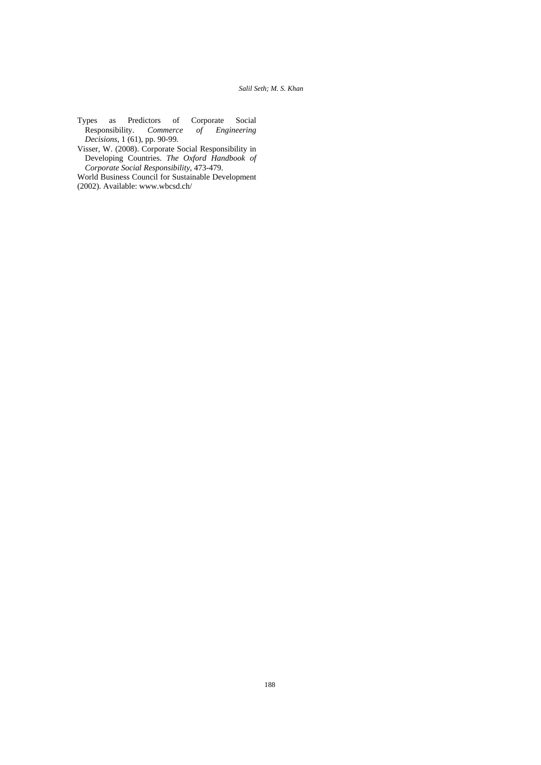Types as Predictors of Corporate Social Responsibility. *Commerce of Engineering Decisions*, 1 (61), pp. 90-99.

Visser, W. (2008). Corporate Social Responsibility in Developing Countries. *The Oxford Handbook of Corporate Social Responsibility*, 473-479.

World Business Council for Sustainable Development (2002). Available: www.wbcsd.ch/